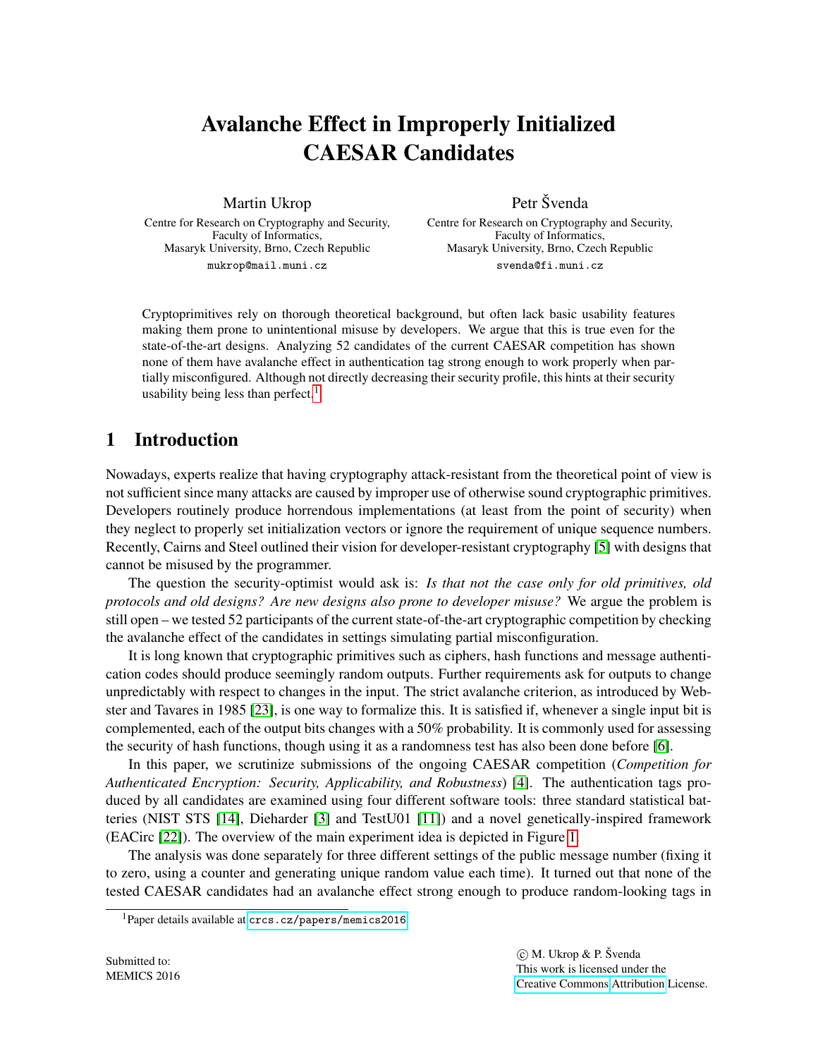# Avalanche Effect in Improperly Initialized CAESAR Candidates

Martin Ukrop
Centre for Research on Cryptography and Security,
Faculty of Informatics,
Masaryk University, Brno, Czech Republic
mukrop@mail.muni.cz

Petr Švenda
Centre for Research on Cryptography and Security,
Faculty of Informatics,
Masaryk University, Brno, Czech Republic
svenda@fi.muni.cz

Cryptoprimitives rely on thorough theoretical background, but often lack basic usability features making them prone to unintentional misuse by developers. We argue that this is true even for the state-of-the-art designs. Analyzing 52 candidates of the current CAESAR competition has shown none of them have avalanche effect in authentication tag strong enough to work properly when partially misconfigured. Although not directly decreasing their security profile, this hints at their security usability being less than perfect.[1]

## 1 Introduction

Nowadays, experts realize that having cryptography attack-resistant from the theoretical point of view is not sufficient since many attacks are caused by improper use of otherwise sound cryptographic primitives. Developers routinely produce horrendous implementations (at least from the point of security) when they neglect to properly set initialization vectors or ignore the requirement of unique sequence numbers. Recently, Cairns and Steel outlined their vision for developer-resistant cryptography [5] with designs that cannot be misused by the programmer.

The question the security-optimist would ask is: *Is that not the case only for old primitives, old protocols and old designs? Are new designs also prone to developer misuse?* We argue the problem is still open – we tested 52 participants of the current state-of-the-art cryptographic competition by checking the avalanche effect of the candidates in settings simulating partial misconfiguration.

It is long known that cryptographic primitives such as ciphers, hash functions and message authentication codes should produce seemingly random outputs. Further requirements ask for outputs to change unpredictably with respect to changes in the input. The strict avalanche criterion, as introduced by Webster and Tavares in 1985 [23], is one way to formalize this. It is satisfied if, whenever a single input bit is complemented, each of the output bits changes with a 50% probability. It is commonly used for assessing the security of hash functions, though using it as a randomness test has also been done before [6].

In this paper, we scrutinize submissions of the ongoing CAESAR competition (*Competition for Authenticated Encryption: Security, Applicability, and Robustness*) [4]. The authentication tags produced by all candidates are examined using four different software tools: three standard statistical batteries (NIST STS [14], Dieharder [3] and TestU01 [11]) and a novel genetically-inspired framework (EACirc [22]). The overview of the main experiment idea is depicted in Figure 1.

The analysis was done separately for three different settings of the public message number (fixing it to zero, using a counter and generating unique random value each time). It turned out that none of the tested CAESAR candidates had an avalanche effect strong enough to produce random-looking tags in

[1] Paper details available at crcs.cz/papers/memics2016

Submitted to:
MEMICS 2016

© M. Ukrop & P. Švenda
This work is licensed under the
Creative Commons Attribution License.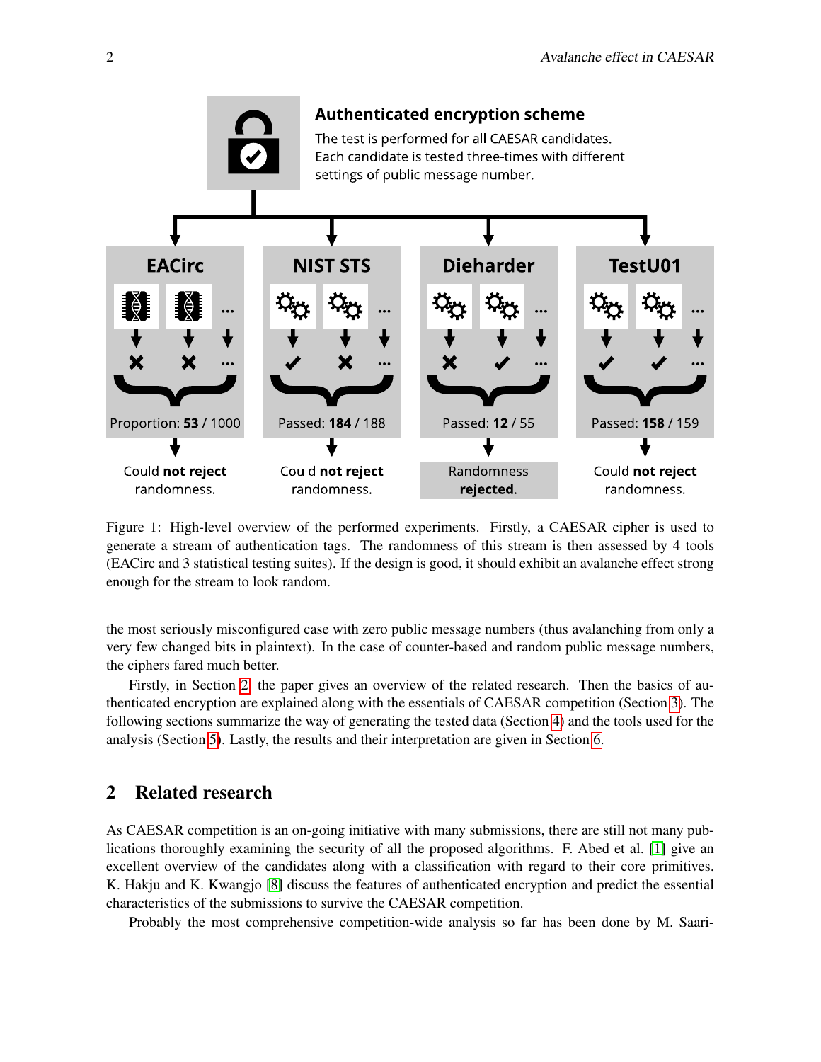Authenticated encryption scheme

The test is performed for all CAESAR candidates. Each candidate is tested three-times with different settings of public message number.

| EACirc | NIST STS | Dieharder | TestU01 |
|---|---|---|---|
| Proportion: **53** / 1000 | Passed: **184** / 188 | Passed: **12** / 55 | Passed: **158** / 159 |
| Could **not reject** randomness. | Could **not reject** randomness. | Randomness **rejected**. | Could **not reject** randomness. |

Figure 1: High-level overview of the performed experiments. Firstly, a CAESAR cipher is used to generate a stream of authentication tags. The randomness of this stream is then assessed by 4 tools (EACirc and 3 statistical testing suites). If the design is good, it should exhibit an avalanche effect strong enough for the stream to look random.

the most seriously misconfigured case with zero public message numbers (thus avalanching from only a very few changed bits in plaintext). In the case of counter-based and random public message numbers, the ciphers fared much better.

Firstly, in Section 2, the paper gives an overview of the related research. Then the basics of authenticated encryption are explained along with the essentials of CAESAR competition (Section 3). The following sections summarize the way of generating the tested data (Section 4) and the tools used for the analysis (Section 5). Lastly, the results and their interpretation are given in Section 6.

## 2 Related research

As CAESAR competition is an on-going initiative with many submissions, there are still not many publications thoroughly examining the security of all the proposed algorithms. F. Abed et al. [1] give an excellent overview of the candidates along with a classification with regard to their core primitives. K. Hakju and K. Kwangjo [8] discuss the features of authenticated encryption and predict the essential characteristics of the submissions to survive the CAESAR competition.

Probably the most comprehensive competition-wide analysis so far has been done by M. Saari-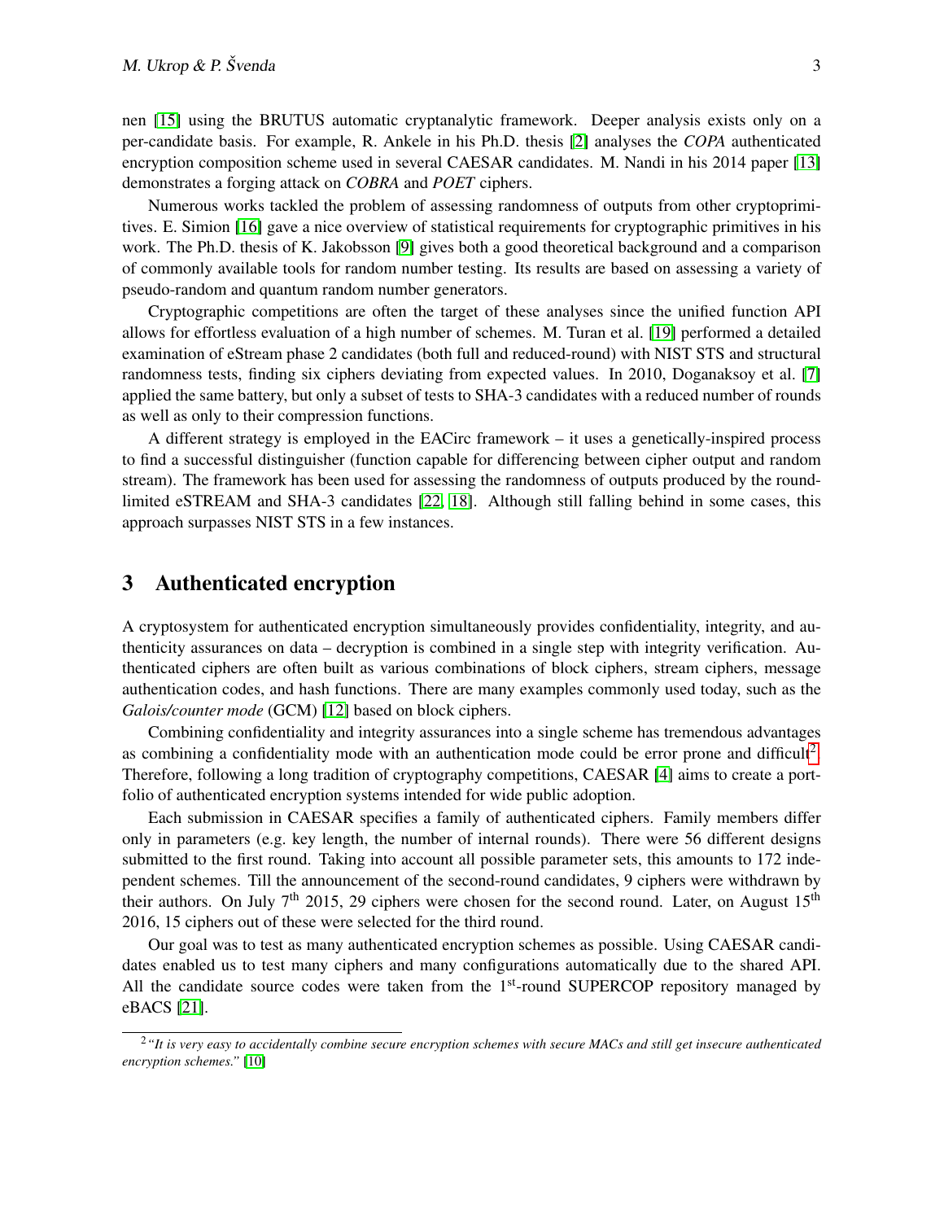nen [15] using the BRUTUS automatic cryptanalytic framework. Deeper analysis exists only on a per-candidate basis. For example, R. Ankele in his Ph.D. thesis [2] analyses the *COPA* authenticated encryption composition scheme used in several CAESAR candidates. M. Nandi in his 2014 paper [13] demonstrates a forging attack on *COBRA* and *POET* ciphers.

Numerous works tackled the problem of assessing randomness of outputs from other cryptoprimitives. E. Simion [16] gave a nice overview of statistical requirements for cryptographic primitives in his work. The Ph.D. thesis of K. Jakobsson [9] gives both a good theoretical background and a comparison of commonly available tools for random number testing. Its results are based on assessing a variety of pseudo-random and quantum random number generators.

Cryptographic competitions are often the target of these analyses since the unified function API allows for effortless evaluation of a high number of schemes. M. Turan et al. [19] performed a detailed examination of eStream phase 2 candidates (both full and reduced-round) with NIST STS and structural randomness tests, finding six ciphers deviating from expected values. In 2010, Doganaksoy et al. [7] applied the same battery, but only a subset of tests to SHA-3 candidates with a reduced number of rounds as well as only to their compression functions.

A different strategy is employed in the EACirc framework – it uses a genetically-inspired process to find a successful distinguisher (function capable for differencing between cipher output and random stream). The framework has been used for assessing the randomness of outputs produced by the round-limited eSTREAM and SHA-3 candidates [22, 18]. Although still falling behind in some cases, this approach surpasses NIST STS in a few instances.

# 3 Authenticated encryption

A cryptosystem for authenticated encryption simultaneously provides confidentiality, integrity, and authenticity assurances on data – decryption is combined in a single step with integrity verification. Authenticated ciphers are often built as various combinations of block ciphers, stream ciphers, message authentication codes, and hash functions. There are many examples commonly used today, such as the *Galois/counter mode* (GCM) [12] based on block ciphers.

Combining confidentiality and integrity assurances into a single scheme has tremendous advantages as combining a confidentiality mode with an authentication mode could be error prone and difficult[2]. Therefore, following a long tradition of cryptography competitions, CAESAR [4] aims to create a portfolio of authenticated encryption systems intended for wide public adoption.

Each submission in CAESAR specifies a family of authenticated ciphers. Family members differ only in parameters (e.g. key length, the number of internal rounds). There were 56 different designs submitted to the first round. Taking into account all possible parameter sets, this amounts to 172 independent schemes. Till the announcement of the second-round candidates, 9 ciphers were withdrawn by their authors. On July 7th 2015, 29 ciphers were chosen for the second round. Later, on August 15th 2016, 15 ciphers out of these were selected for the third round.

Our goal was to test as many authenticated encryption schemes as possible. Using CAESAR candidates enabled us to test many ciphers and many configurations automatically due to the shared API. All the candidate source codes were taken from the 1st-round SUPERCOP repository managed by eBACS [21].

[2] *"It is very easy to accidentally combine secure encryption schemes with secure MACs and still get insecure authenticated encryption schemes."* [10]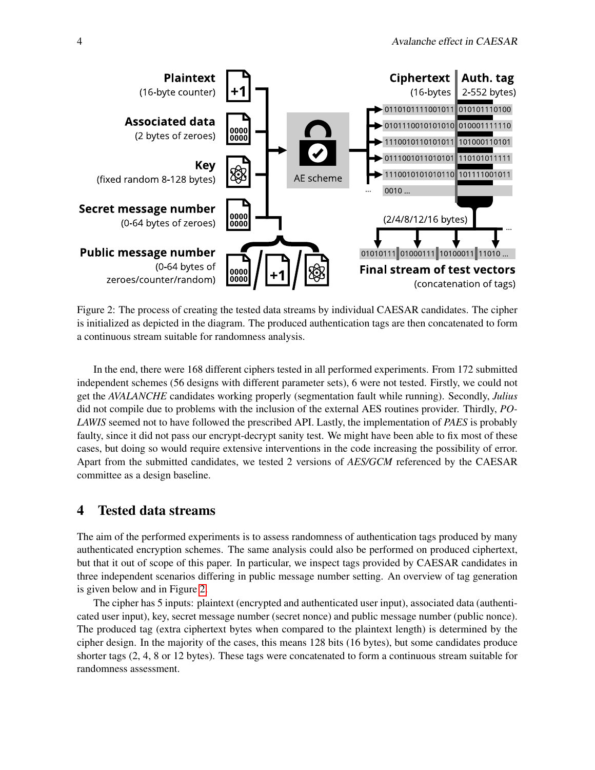Figure 2: The process of creating the tested data streams by individual CAESAR candidates. The cipher is initialized as depicted in the diagram. The produced authentication tags are then concatenated to form a continuous stream suitable for randomness analysis.

In the end, there were 168 different ciphers tested in all performed experiments. From 172 submitted independent schemes (56 designs with different parameter sets), 6 were not tested. Firstly, we could not get the *AVALANCHE* candidates working properly (segmentation fault while running). Secondly, *Julius* did not compile due to problems with the inclusion of the external AES routines provider. Thirdly, *POLAWIS* seemed not to have followed the prescribed API. Lastly, the implementation of *PAES* is probably faulty, since it did not pass our encrypt-decrypt sanity test. We might have been able to fix most of these cases, but doing so would require extensive interventions in the code increasing the possibility of error. Apart from the submitted candidates, we tested 2 versions of *AES/GCM* referenced by the CAESAR committee as a design baseline.

## 4 Tested data streams

The aim of the performed experiments is to assess randomness of authentication tags produced by many authenticated encryption schemes. The same analysis could also be performed on produced ciphertext, but that it out of scope of this paper. In particular, we inspect tags provided by CAESAR candidates in three independent scenarios differing in public message number setting. An overview of tag generation is given below and in Figure 2.

The cipher has 5 inputs: plaintext (encrypted and authenticated user input), associated data (authenticated user input), key, secret message number (secret nonce) and public message number (public nonce). The produced tag (extra ciphertext bytes when compared to the plaintext length) is determined by the cipher design. In the majority of the cases, this means 128 bits (16 bytes), but some candidates produce shorter tags (2, 4, 8 or 12 bytes). These tags were concatenated to form a continuous stream suitable for randomness assessment.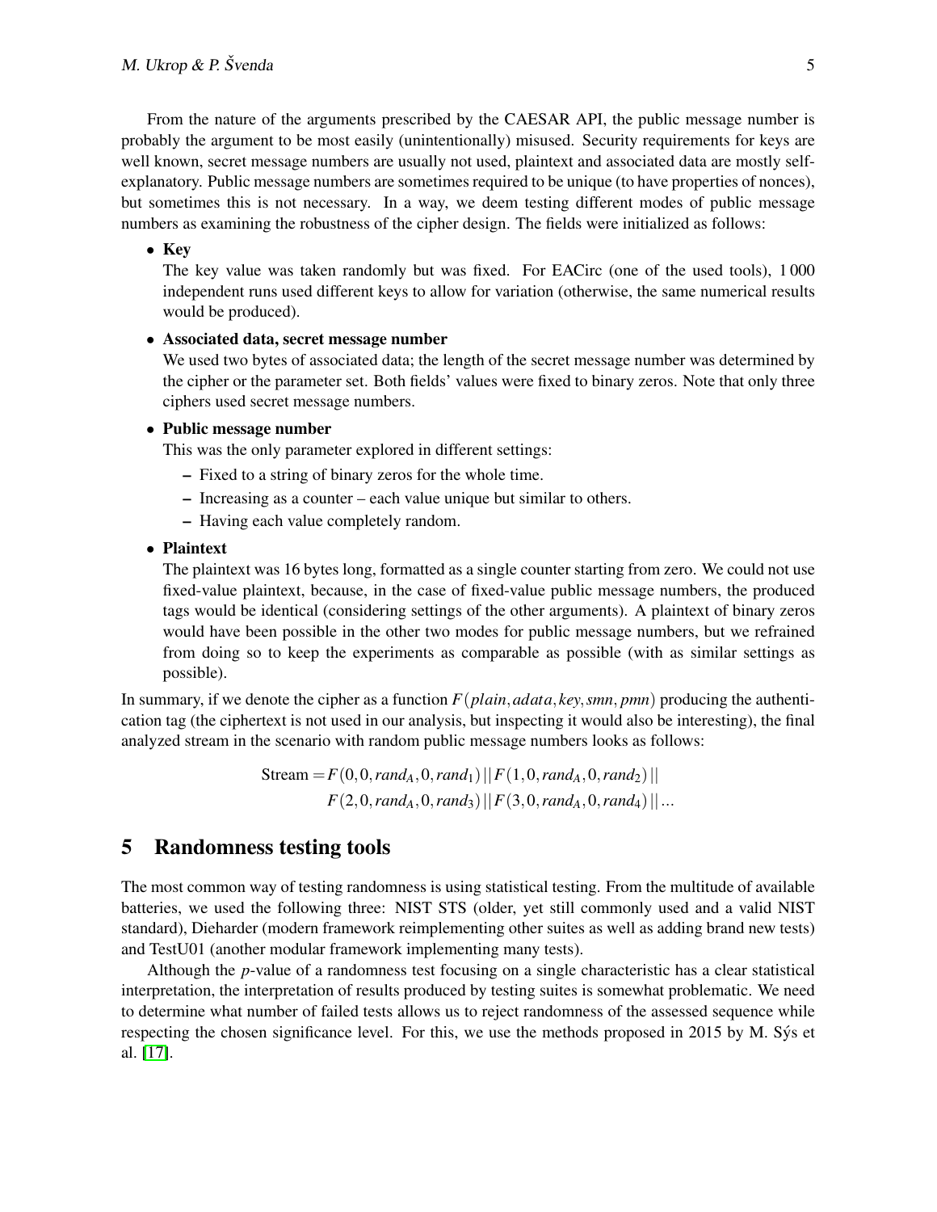From the nature of the arguments prescribed by the CAESAR API, the public message number is probably the argument to be most easily (unintentionally) misused. Security requirements for keys are well known, secret message numbers are usually not used, plaintext and associated data are mostly self-explanatory. Public message numbers are sometimes required to be unique (to have properties of nonces), but sometimes this is not necessary. In a way, we deem testing different modes of public message numbers as examining the robustness of the cipher design. The fields were initialized as follows:

- **Key**
  The key value was taken randomly but was fixed. For EACirc (one of the used tools), 1 000 independent runs used different keys to allow for variation (otherwise, the same numerical results would be produced).
- **Associated data, secret message number**
  We used two bytes of associated data; the length of the secret message number was determined by the cipher or the parameter set. Both fields' values were fixed to binary zeros. Note that only three ciphers used secret message numbers.
- **Public message number**
  This was the only parameter explored in different settings:
  - Fixed to a string of binary zeros for the whole time.
  - Increasing as a counter – each value unique but similar to others.
  - Having each value completely random.
- **Plaintext**
  The plaintext was 16 bytes long, formatted as a single counter starting from zero. We could not use fixed-value plaintext, because, in the case of fixed-value public message numbers, the produced tags would be identical (considering settings of the other arguments). A plaintext of binary zeros would have been possible in the other two modes for public message numbers, but we refrained from doing so to keep the experiments as comparable as possible (with as similar settings as possible).

In summary, if we denote the cipher as a function $F(plain, adata, key, smn, pmn)$ producing the authentication tag (the ciphertext is not used in our analysis, but inspecting it would also be interesting), the final analyzed stream in the scenario with random public message numbers looks as follows:

$$\text{Stream} = F(0, 0, rand_A, 0, rand_1) \,||\, F(1, 0, rand_A, 0, rand_2) \,||\, F(2, 0, rand_A, 0, rand_3) \,||\, F(3, 0, rand_A, 0, rand_4) \,||\, \ldots$$

## 5 Randomness testing tools

The most common way of testing randomness is using statistical testing. From the multitude of available batteries, we used the following three: NIST STS (older, yet still commonly used and a valid NIST standard), Dieharder (modern framework reimplementing other suites as well as adding brand new tests) and TestU01 (another modular framework implementing many tests).

Although the $p$-value of a randomness test focusing on a single characteristic has a clear statistical interpretation, the interpretation of results produced by testing suites is somewhat problematic. We need to determine what number of failed tests allows us to reject randomness of the assessed sequence while respecting the chosen significance level. For this, we use the methods proposed in 2015 by M. Sýs et al. [17].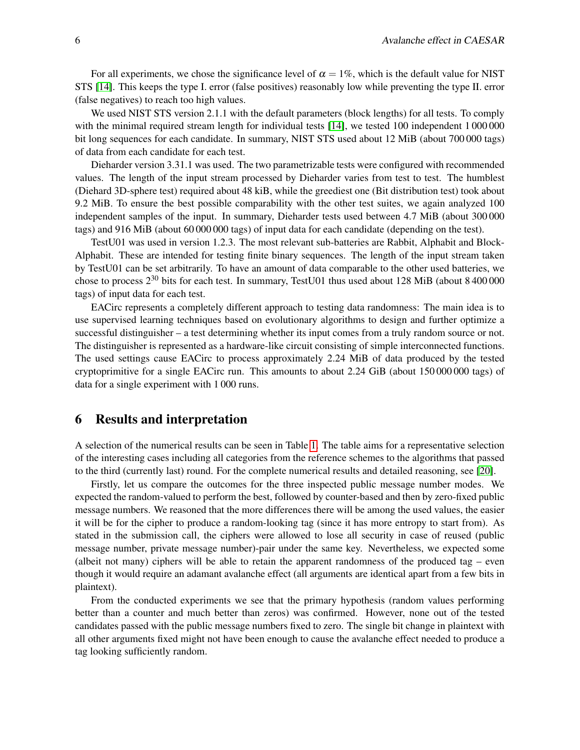For all experiments, we chose the significance level of $\alpha = 1\%$, which is the default value for NIST STS [14]. This keeps the type I. error (false positives) reasonably low while preventing the type II. error (false negatives) to reach too high values.

We used NIST STS version 2.1.1 with the default parameters (block lengths) for all tests. To comply with the minimal required stream length for individual tests [14], we tested 100 independent 1 000 000 bit long sequences for each candidate. In summary, NIST STS used about 12 MiB (about 700 000 tags) of data from each candidate for each test.

Dieharder version 3.31.1 was used. The two parametrizable tests were configured with recommended values. The length of the input stream processed by Dieharder varies from test to test. The humblest (Diehard 3D-sphere test) required about 48 kiB, while the greediest one (Bit distribution test) took about 9.2 MiB. To ensure the best possible comparability with the other test suites, we again analyzed 100 independent samples of the input. In summary, Dieharder tests used between 4.7 MiB (about 300 000 tags) and 916 MiB (about 60 000 000 tags) of input data for each candidate (depending on the test).

TestU01 was used in version 1.2.3. The most relevant sub-batteries are Rabbit, Alphabit and Block-Alphabit. These are intended for testing finite binary sequences. The length of the input stream taken by TestU01 can be set arbitrarily. To have an amount of data comparable to the other used batteries, we chose to process $2^{30}$ bits for each test. In summary, TestU01 thus used about 128 MiB (about 8 400 000 tags) of input data for each test.

EACirc represents a completely different approach to testing data randomness: The main idea is to use supervised learning techniques based on evolutionary algorithms to design and further optimize a successful distinguisher – a test determining whether its input comes from a truly random source or not. The distinguisher is represented as a hardware-like circuit consisting of simple interconnected functions. The used settings cause EACirc to process approximately 2.24 MiB of data produced by the tested cryptoprimitive for a single EACirc run. This amounts to about 2.24 GiB (about 150 000 000 tags) of data for a single experiment with 1 000 runs.

## 6 Results and interpretation

A selection of the numerical results can be seen in Table 1. The table aims for a representative selection of the interesting cases including all categories from the reference schemes to the algorithms that passed to the third (currently last) round. For the complete numerical results and detailed reasoning, see [20].

Firstly, let us compare the outcomes for the three inspected public message number modes. We expected the random-valued to perform the best, followed by counter-based and then by zero-fixed public message numbers. We reasoned that the more differences there will be among the used values, the easier it will be for the cipher to produce a random-looking tag (since it has more entropy to start from). As stated in the submission call, the ciphers were allowed to lose all security in case of reused (public message number, private message number)-pair under the same key. Nevertheless, we expected some (albeit not many) ciphers will be able to retain the apparent randomness of the produced tag – even though it would require an adamant avalanche effect (all arguments are identical apart from a few bits in plaintext).

From the conducted experiments we see that the primary hypothesis (random values performing better than a counter and much better than zeros) was confirmed. However, none out of the tested candidates passed with the public message numbers fixed to zero. The single bit change in plaintext with all other arguments fixed might not have been enough to cause the avalanche effect needed to produce a tag looking sufficiently random.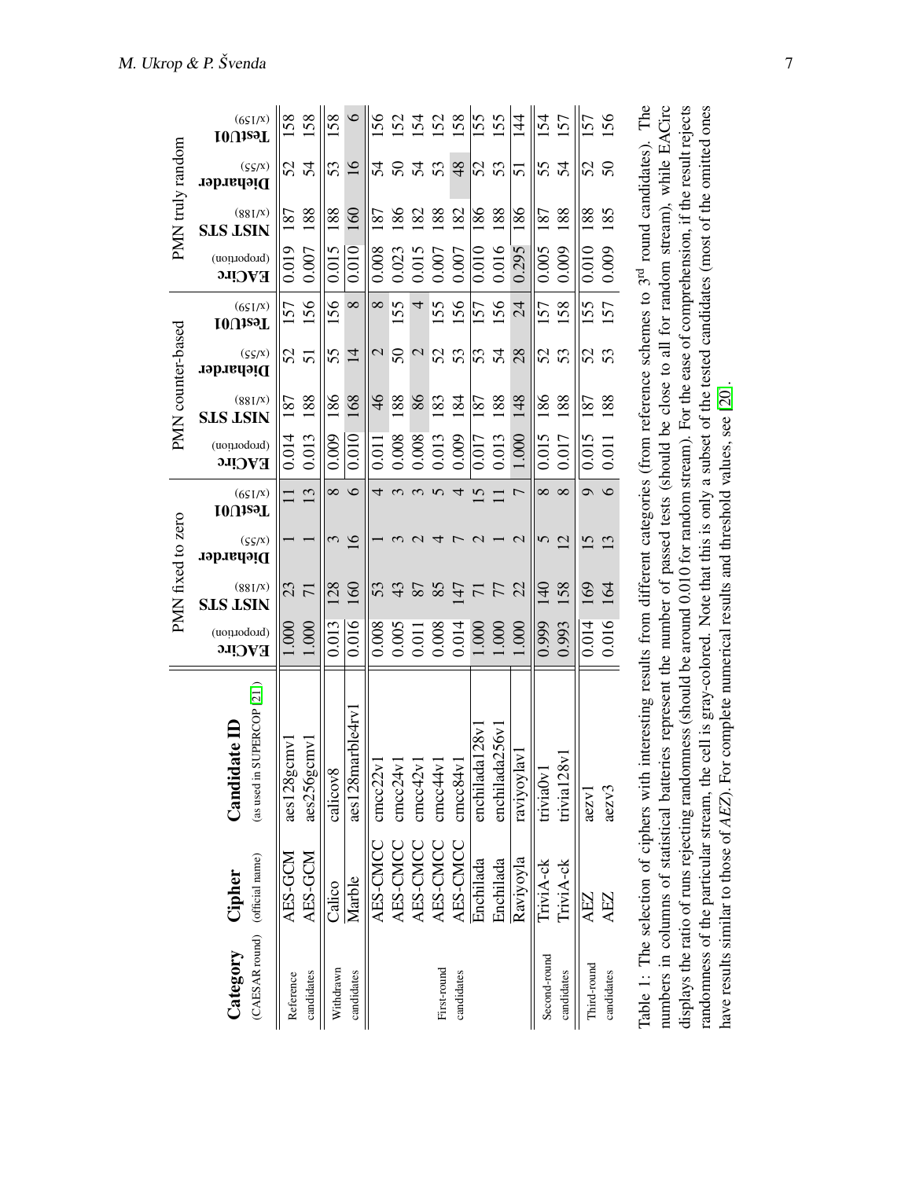| Category (CAESAR round) | Cipher (official name) | Candidate ID (as used in SUPERCOP [21]) | PMN fixed to zero | | | | PMN counter-based | | | | PMN truly random | | | |
|---|---|---|---|---|---|---|---|---|---|---|---|---|---|---|
| | | | EACirc (proportion) | NIST STS (x/188) | Dieharder (x/55) | TestU01 (x/159) | EACirc (proportion) | NIST STS (x/188) | Dieharder (x/55) | TestU01 (x/159) | EACirc (proportion) | NIST STS (x/188) | Dieharder (x/55) | TestU01 (x/159) |
| Reference candidates | AES-GCM | aes128gcmv1 | 1.000 | 23 | 1 | 11 | 0.014 | 187 | 52 | 157 | 0.019 | 187 | 52 | 158 |
| | AES-GCM | aes256gcmv1 | 1.000 | 71 | 1 | 13 | 0.013 | 188 | 51 | 156 | 0.007 | 188 | 54 | 158 |
| Withdrawn candidates | Calico | calicov8 | 0.013 | 128 | 3 | 8 | 0.009 | 186 | 55 | 156 | 0.015 | 188 | 53 | 158 |
| | Marble | aes128marble4rv1 | 0.016 | 160 | 16 | 6 | 0.010 | 168 | 14 | 8 | 0.010 | 160 | 16 | 6 |
| First-round candidates | AES-CMCC | cmcc22v1 | 0.008 | 53 | 1 | 4 | 0.011 | 46 | 2 | 8 | 0.008 | 187 | 54 | 156 |
| | AES-CMCC | cmcc24v1 | 0.005 | 43 | 3 | 3 | 0.008 | 188 | 50 | 155 | 0.023 | 186 | 50 | 152 |
| | AES-CMCC | cmcc42v1 | 0.011 | 87 | 2 | 3 | 0.008 | 86 | 2 | 4 | 0.015 | 182 | 54 | 154 |
| | AES-CMCC | cmcc44v1 | 0.008 | 85 | 4 | 5 | 0.013 | 183 | 52 | 155 | 0.007 | 188 | 53 | 152 |
| | AES-CMCC | cmcc84v1 | 0.014 | 147 | 7 | 4 | 0.009 | 184 | 53 | 156 | 0.007 | 182 | 48 | 158 |
| | Enchilada | enchilada128v1 | 1.000 | 71 | 2 | 15 | 0.017 | 187 | 53 | 157 | 0.010 | 186 | 52 | 155 |
| | Enchilada | enchilada256v1 | 1.000 | 77 | 1 | 11 | 0.013 | 188 | 54 | 156 | 0.016 | 188 | 53 | 155 |
| | Raviyoyla | raviyoylav1 | 1.000 | 22 | 2 | 7 | 1.000 | 148 | 28 | 24 | 0.295 | 186 | 51 | 144 |
| Second-round candidates | TriviA-ck | trivia0v1 | 0.999 | 140 | 5 | 8 | 0.015 | 186 | 52 | 157 | 0.005 | 187 | 55 | 154 |
| | TriviA-ck | trivia128v1 | 0.993 | 158 | 12 | 8 | 0.017 | 188 | 53 | 158 | 0.009 | 188 | 54 | 157 |
| Third-round candidates | AEZ | aezv1 | 0.014 | 169 | 15 | 9 | 0.015 | 187 | 52 | 155 | 0.010 | 188 | 52 | 157 |
| | AEZ | aezv3 | 0.016 | 164 | 13 | 6 | 0.011 | 188 | 53 | 157 | 0.009 | 185 | 50 | 156 |

Table 1: The selection of ciphers with interesting results from different categories (from reference schemes to 3rd round candidates). The numbers in columns of statistical batteries represent the number of passed tests (should be close to all for random stream), while EACirc displays the ratio of runs rejecting randomness (should be around 0.010 for random stream). For the ease of comprehension, if the result rejects randomness of the particular stream, the cell is gray-colored. Note that this is only a subset of the tested candidates (most of the omitted ones have results similar to those of *AEZ*). For complete numerical results and threshold values, see [20].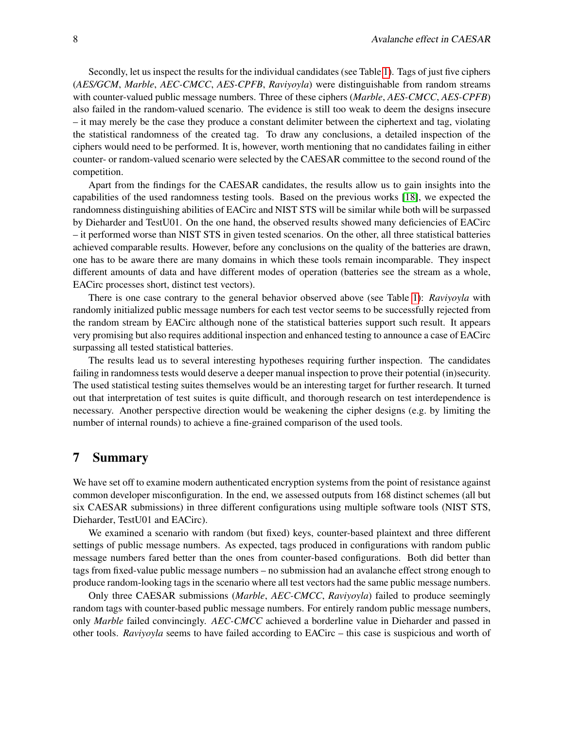Secondly, let us inspect the results for the individual candidates (see Table 1). Tags of just five ciphers (*AES/GCM*, *Marble*, *AEC-CMCC*, *AES-CPFB*, *Raviyoyla*) were distinguishable from random streams with counter-valued public message numbers. Three of these ciphers (*Marble*, *AES-CMCC*, *AES-CPFB*) also failed in the random-valued scenario. The evidence is still too weak to deem the designs insecure – it may merely be the case they produce a constant delimiter between the ciphertext and tag, violating the statistical randomness of the created tag. To draw any conclusions, a detailed inspection of the ciphers would need to be performed. It is, however, worth mentioning that no candidates failing in either counter- or random-valued scenario were selected by the CAESAR committee to the second round of the competition.

Apart from the findings for the CAESAR candidates, the results allow us to gain insights into the capabilities of the used randomness testing tools. Based on the previous works [18], we expected the randomness distinguishing abilities of EACirc and NIST STS will be similar while both will be surpassed by Dieharder and TestU01. On the one hand, the observed results showed many deficiencies of EACirc – it performed worse than NIST STS in given tested scenarios. On the other, all three statistical batteries achieved comparable results. However, before any conclusions on the quality of the batteries are drawn, one has to be aware there are many domains in which these tools remain incomparable. They inspect different amounts of data and have different modes of operation (batteries see the stream as a whole, EACirc processes short, distinct test vectors).

There is one case contrary to the general behavior observed above (see Table 1): *Raviyoyla* with randomly initialized public message numbers for each test vector seems to be successfully rejected from the random stream by EACirc although none of the statistical batteries support such result. It appears very promising but also requires additional inspection and enhanced testing to announce a case of EACirc surpassing all tested statistical batteries.

The results lead us to several interesting hypotheses requiring further inspection. The candidates failing in randomness tests would deserve a deeper manual inspection to prove their potential (in)security. The used statistical testing suites themselves would be an interesting target for further research. It turned out that interpretation of test suites is quite difficult, and thorough research on test interdependence is necessary. Another perspective direction would be weakening the cipher designs (e.g. by limiting the number of internal rounds) to achieve a fine-grained comparison of the used tools.

# 7 Summary

We have set off to examine modern authenticated encryption systems from the point of resistance against common developer misconfiguration. In the end, we assessed outputs from 168 distinct schemes (all but six CAESAR submissions) in three different configurations using multiple software tools (NIST STS, Dieharder, TestU01 and EACirc).

We examined a scenario with random (but fixed) keys, counter-based plaintext and three different settings of public message numbers. As expected, tags produced in configurations with random public message numbers fared better than the ones from counter-based configurations. Both did better than tags from fixed-value public message numbers – no submission had an avalanche effect strong enough to produce random-looking tags in the scenario where all test vectors had the same public message numbers.

Only three CAESAR submissions (*Marble*, *AEC-CMCC*, *Raviyoyla*) failed to produce seemingly random tags with counter-based public message numbers. For entirely random public message numbers, only *Marble* failed convincingly. *AEC-CMCC* achieved a borderline value in Dieharder and passed in other tools. *Raviyoyla* seems to have failed according to EACirc – this case is suspicious and worth of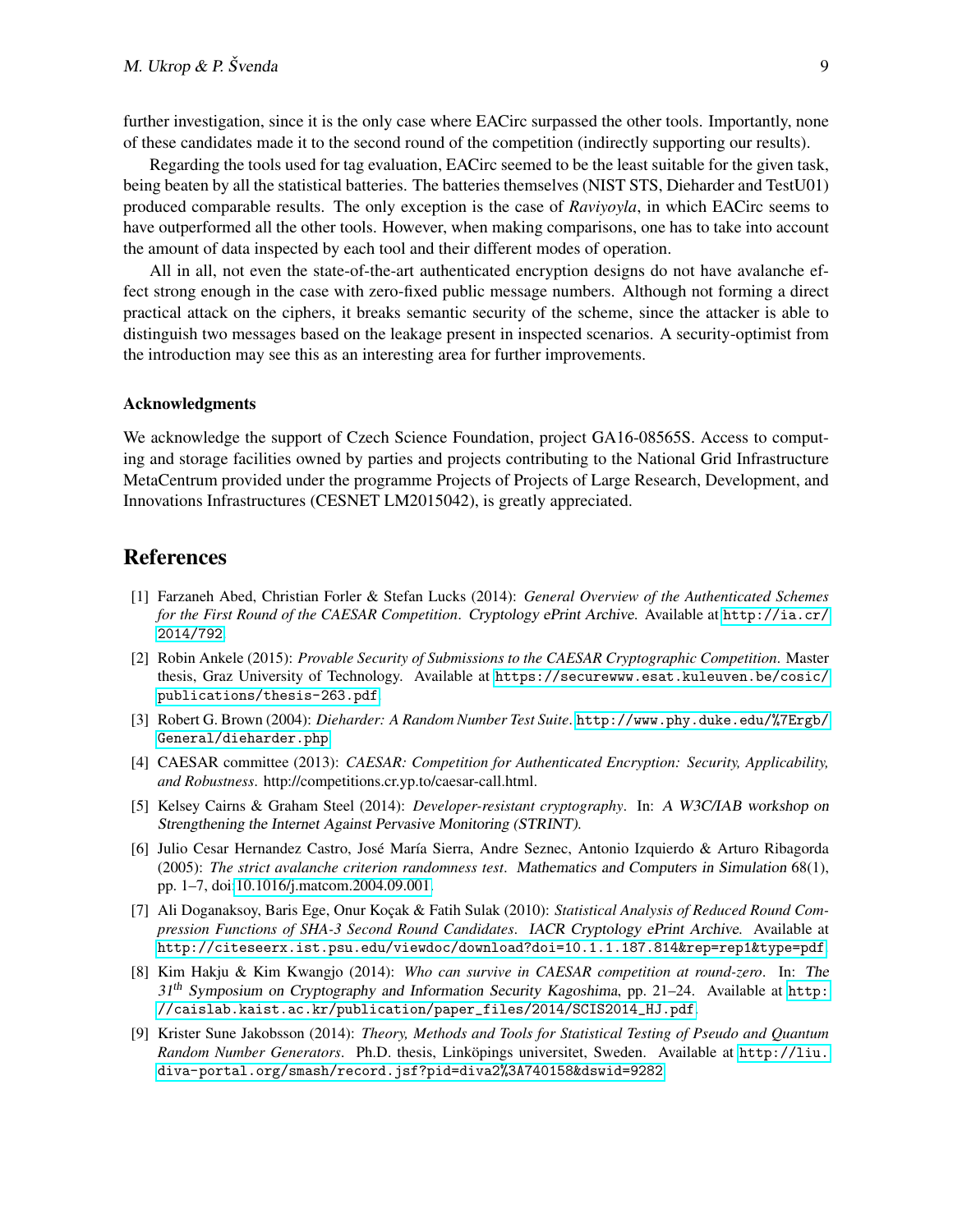further investigation, since it is the only case where EACirc surpassed the other tools. Importantly, none of these candidates made it to the second round of the competition (indirectly supporting our results).

Regarding the tools used for tag evaluation, EACirc seemed to be the least suitable for the given task, being beaten by all the statistical batteries. The batteries themselves (NIST STS, Dieharder and TestU01) produced comparable results. The only exception is the case of *Raviyoyla*, in which EACirc seems to have outperformed all the other tools. However, when making comparisons, one has to take into account the amount of data inspected by each tool and their different modes of operation.

All in all, not even the state-of-the-art authenticated encryption designs do not have avalanche effect strong enough in the case with zero-fixed public message numbers. Although not forming a direct practical attack on the ciphers, it breaks semantic security of the scheme, since the attacker is able to distinguish two messages based on the leakage present in inspected scenarios. A security-optimist from the introduction may see this as an interesting area for further improvements.

### Acknowledgments

We acknowledge the support of Czech Science Foundation, project GA16-08565S. Access to computing and storage facilities owned by parties and projects contributing to the National Grid Infrastructure MetaCentrum provided under the programme Projects of Projects of Large Research, Development, and Innovations Infrastructures (CESNET LM2015042), is greatly appreciated.

## References

[1] Farzaneh Abed, Christian Forler & Stefan Lucks (2014): *General Overview of the Authenticated Schemes for the First Round of the CAESAR Competition*. Cryptology ePrint Archive. Available at http://ia.cr/2014/792.

[2] Robin Ankele (2015): *Provable Security of Submissions to the CAESAR Cryptographic Competition*. Master thesis, Graz University of Technology. Available at https://securewww.esat.kuleuven.be/cosic/publications/thesis-263.pdf.

[3] Robert G. Brown (2004): *Dieharder: A Random Number Test Suite*. http://www.phy.duke.edu/%7Ergb/General/dieharder.php.

[4] CAESAR committee (2013): *CAESAR: Competition for Authenticated Encryption: Security, Applicability, and Robustness*. http://competitions.cr.yp.to/caesar-call.html.

[5] Kelsey Cairns & Graham Steel (2014): *Developer-resistant cryptography*. In: A W3C/IAB workshop on Strengthening the Internet Against Pervasive Monitoring (STRINT).

[6] Julio Cesar Hernandez Castro, José María Sierra, Andre Seznec, Antonio Izquierdo & Arturo Ribagorda (2005): *The strict avalanche criterion randomness test*. Mathematics and Computers in Simulation 68(1), pp. 1–7, doi:10.1016/j.matcom.2004.09.001.

[7] Ali Doganaksoy, Baris Ege, Onur Koçak & Fatih Sulak (2010): *Statistical Analysis of Reduced Round Compression Functions of SHA-3 Second Round Candidates*. IACR Cryptology ePrint Archive. Available at http://citeseerx.ist.psu.edu/viewdoc/download?doi=10.1.1.187.814&rep=rep1&type=pdf.

[8] Kim Hakju & Kim Kwangjo (2014): *Who can survive in CAESAR competition at round-zero*. In: The 31th Symposium on Cryptography and Information Security Kagoshima, pp. 21–24. Available at http://caislab.kaist.ac.kr/publication/paper_files/2014/SCIS2014_HJ.pdf.

[9] Krister Sune Jakobsson (2014): *Theory, Methods and Tools for Statistical Testing of Pseudo and Quantum Random Number Generators*. Ph.D. thesis, Linköpings universitet, Sweden. Available at http://liu.diva-portal.org/smash/record.jsf?pid=diva2%3A740158&dswid=9282.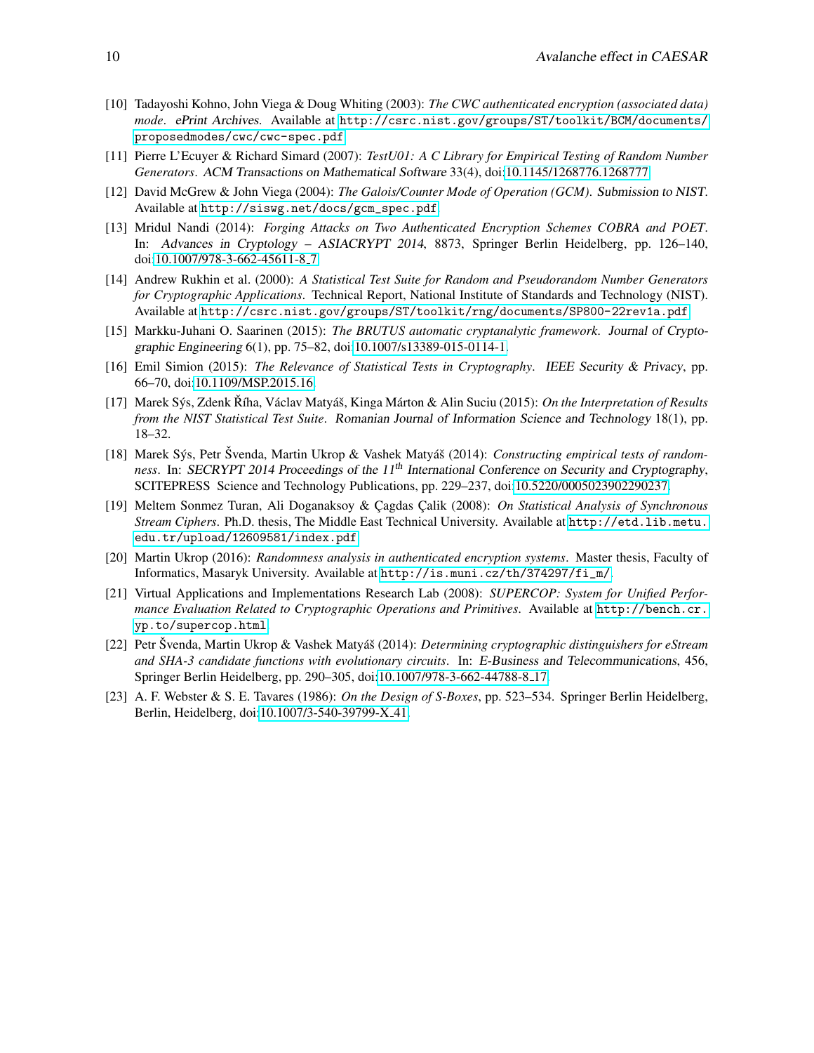[10] Tadayoshi Kohno, John Viega & Doug Whiting (2003): *The CWC authenticated encryption (associated data) mode*. ePrint Archives. Available at http://csrc.nist.gov/groups/ST/toolkit/BCM/documents/proposedmodes/cwc/cwc-spec.pdf.

[11] Pierre L'Ecuyer & Richard Simard (2007): *TestU01: A C Library for Empirical Testing of Random Number Generators*. ACM Transactions on Mathematical Software 33(4), doi:10.1145/1268776.1268777.

[12] David McGrew & John Viega (2004): *The Galois/Counter Mode of Operation (GCM)*. Submission to NIST. Available at http://siswg.net/docs/gcm_spec.pdf.

[13] Mridul Nandi (2014): *Forging Attacks on Two Authenticated Encryption Schemes COBRA and POET*. In: Advances in Cryptology – ASIACRYPT 2014, 8873, Springer Berlin Heidelberg, pp. 126–140, doi:10.1007/978-3-662-45611-8_7.

[14] Andrew Rukhin et al. (2000): *A Statistical Test Suite for Random and Pseudorandom Number Generators for Cryptographic Applications*. Technical Report, National Institute of Standards and Technology (NIST). Available at http://csrc.nist.gov/groups/ST/toolkit/rng/documents/SP800-22rev1a.pdf.

[15] Markku-Juhani O. Saarinen (2015): *The BRUTUS automatic cryptanalytic framework*. Journal of Cryptographic Engineering 6(1), pp. 75–82, doi:10.1007/s13389-015-0114-1.

[16] Emil Simion (2015): *The Relevance of Statistical Tests in Cryptography*. IEEE Security & Privacy, pp. 66–70, doi:10.1109/MSP.2015.16.

[17] Marek Sýs, Zdenk Říha, Václav Matyáš, Kinga Márton & Alin Suciu (2015): *On the Interpretation of Results from the NIST Statistical Test Suite*. Romanian Journal of Information Science and Technology 18(1), pp. 18–32.

[18] Marek Sýs, Petr Švenda, Martin Ukrop & Vashek Matyáš (2014): *Constructing empirical tests of randomness*. In: SECRYPT 2014 Proceedings of the 11th International Conference on Security and Cryptography, SCITEPRESS Science and Technology Publications, pp. 229–237, doi:10.5220/0005023902290237.

[19] Meltem Sonmez Turan, Ali Doganaksoy & Çagdas Çalik (2008): *On Statistical Analysis of Synchronous Stream Ciphers*. Ph.D. thesis, The Middle East Technical University. Available at http://etd.lib.metu.edu.tr/upload/12609581/index.pdf.

[20] Martin Ukrop (2016): *Randomness analysis in authenticated encryption systems*. Master thesis, Faculty of Informatics, Masaryk University. Available at http://is.muni.cz/th/374297/fi_m/.

[21] Virtual Applications and Implementations Research Lab (2008): *SUPERCOP: System for Unified Performance Evaluation Related to Cryptographic Operations and Primitives*. Available at http://bench.cr.yp.to/supercop.html.

[22] Petr Švenda, Martin Ukrop & Vashek Matyáš (2014): *Determining cryptographic distinguishers for eStream and SHA-3 candidate functions with evolutionary circuits*. In: E-Business and Telecommunications, 456, Springer Berlin Heidelberg, pp. 290–305, doi:10.1007/978-3-662-44788-8_17.

[23] A. F. Webster & S. E. Tavares (1986): *On the Design of S-Boxes*, pp. 523–534. Springer Berlin Heidelberg, Berlin, Heidelberg, doi:10.1007/3-540-39799-X_41.